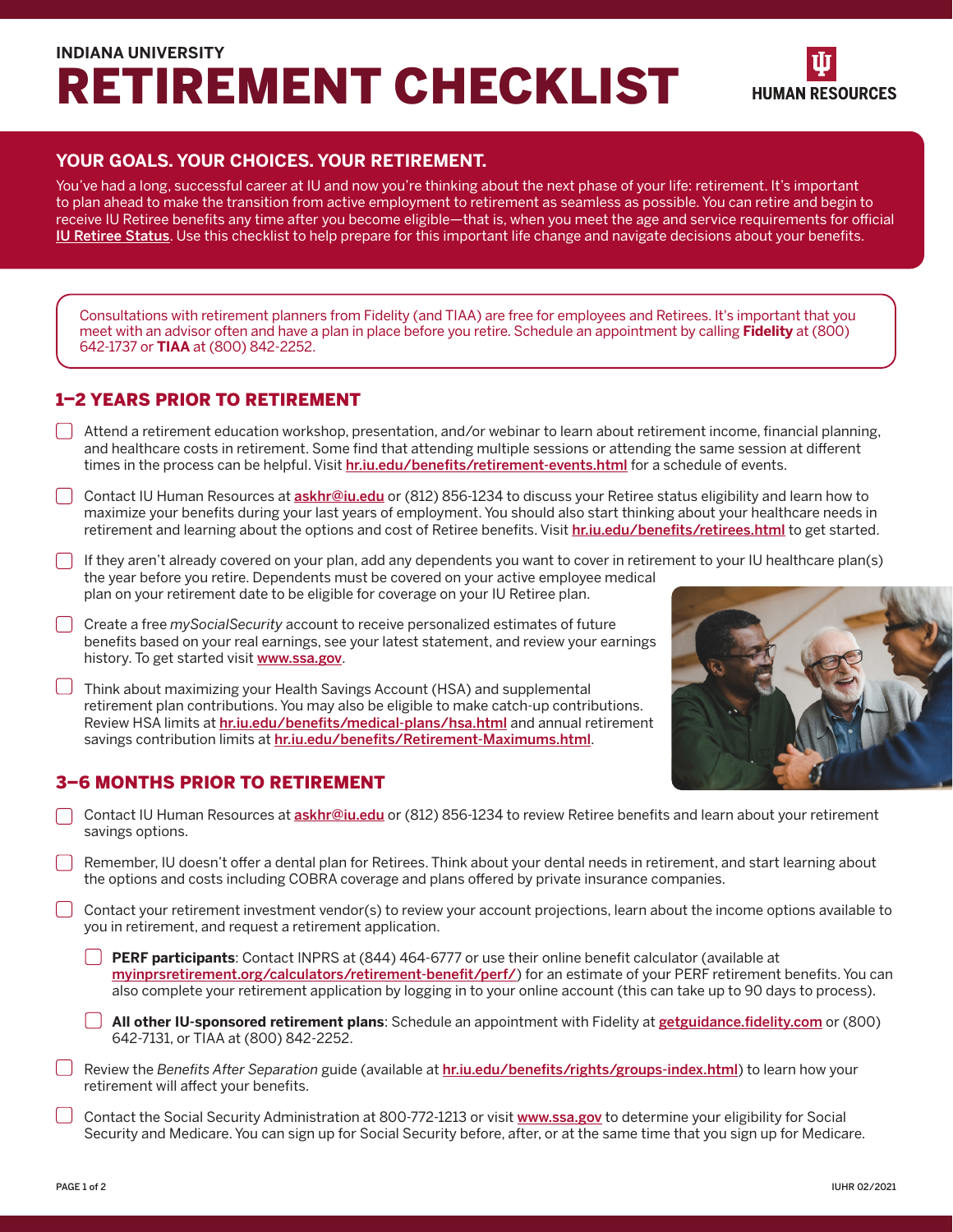INDIANA UNIVERSITY

# RETIREMENT CHECKLIST

HUMAN RESOURCES

## YOUR GOALS. YOUR CHOICES. YOUR RETIREMENT.

You've had a long, successful career at IU and now you're thinking about the next phase of your life: retirement. It's important to plan ahead to make the transition from active employment to retirement as seamless as possible. You can retire and begin to receive IU Retiree benefits any time after you become eligible—that is, when you meet the age and service requirements for official IU Retiree Status. Use this checklist to help prepare for this important life change and navigate decisions about your benefits.

Consultations with retirement planners from Fidelity (and TIAA) are free for employees and Retirees. It's important that you meet with an advisor often and have a plan in place before you retire. Schedule an appointment by calling **Fidelity** at (800) 642-1737 or **TIAA** at (800) 842-2252.

## 1–2 YEARS PRIOR TO RETIREMENT

- [ ] Attend a retirement education workshop, presentation, and/or webinar to learn about retirement income, financial planning, and healthcare costs in retirement. Some find that attending multiple sessions or attending the same session at different times in the process can be helpful. Visit **hr.iu.edu/benefits/retirement-events.html** for a schedule of events.
- [ ] Contact IU Human Resources at **askhr@iu.edu** or (812) 856-1234 to discuss your Retiree status eligibility and learn how to maximize your benefits during your last years of employment. You should also start thinking about your healthcare needs in retirement and learning about the options and cost of Retiree benefits. Visit **hr.iu.edu/benefits/retirees.html** to get started.
- [ ] If they aren't already covered on your plan, add any dependents you want to cover in retirement to your IU healthcare plan(s) the year before you retire. Dependents must be covered on your active employee medical plan on your retirement date to be eligible for coverage on your IU Retiree plan.
- [ ] Create a free *mySocialSecurity* account to receive personalized estimates of future benefits based on your real earnings, see your latest statement, and review your earnings history. To get started visit **www.ssa.gov**.
- [ ] Think about maximizing your Health Savings Account (HSA) and supplemental retirement plan contributions. You may also be eligible to make catch-up contributions. Review HSA limits at **hr.iu.edu/benefits/medical-plans/hsa.html** and annual retirement savings contribution limits at **hr.iu.edu/benefits/Retirement-Maximums.html**.

## 3–6 MONTHS PRIOR TO RETIREMENT

- [ ] Contact IU Human Resources at **askhr@iu.edu** or (812) 856-1234 to review Retiree benefits and learn about your retirement savings options.
- [ ] Remember, IU doesn't offer a dental plan for Retirees. Think about your dental needs in retirement, and start learning about the options and costs including COBRA coverage and plans offered by private insurance companies.
- [ ] Contact your retirement investment vendor(s) to review your account projections, learn about the income options available to you in retirement, and request a retirement application.
  - [ ] **PERF participants**: Contact INPRS at (844) 464-6777 or use their online benefit calculator (available at **myinprsretirement.org/calculators/retirement-benefit/perf/**) for an estimate of your PERF retirement benefits. You can also complete your retirement application by logging in to your online account (this can take up to 90 days to process).
  - [ ] **All other IU-sponsored retirement plans**: Schedule an appointment with Fidelity at **getguidance.fidelity.com** or (800) 642-7131, or TIAA at (800) 842-2252.
- [ ] Review the *Benefits After Separation* guide (available at **hr.iu.edu/benefits/rights/groups-index.html**) to learn how your retirement will affect your benefits.
- [ ] Contact the Social Security Administration at 800-772-1213 or visit **www.ssa.gov** to determine your eligibility for Social Security and Medicare. You can sign up for Social Security before, after, or at the same time that you sign up for Medicare.

IUHR 02/2021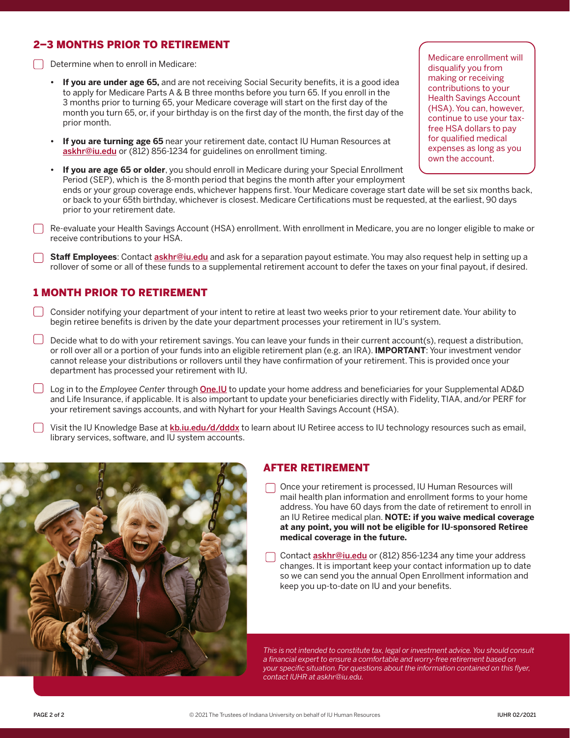## 2–3 MONTHS PRIOR TO RETIREMENT

- [ ] Determine when to enroll in Medicare:
  - **If you are under age 65,** and are not receiving Social Security benefits, it is a good idea to apply for Medicare Parts A & B three months before you turn 65. If you enroll in the 3 months prior to turning 65, your Medicare coverage will start on the first day of the month you turn 65, or, if your birthday is on the first day of the month, the first day of the prior month.
  - **If you are turning age 65** near your retirement date, contact IU Human Resources at askhr@iu.edu or (812) 856-1234 for guidelines on enrollment timing.
  - **If you are age 65 or older**, you should enroll in Medicare during your Special Enrollment Period (SEP), which is the 8-month period that begins the month after your employment ends or your group coverage ends, whichever happens first. Your Medicare coverage start date will be set six months back, or back to your 65th birthday, whichever is closest. Medicare Certifications must be requested, at the earliest, 90 days prior to your retirement date.

> Medicare enrollment will disqualify you from making or receiving contributions to your Health Savings Account (HSA). You can, however, continue to use your tax-free HSA dollars to pay for qualified medical expenses as long as you own the account.

- [ ] Re-evaluate your Health Savings Account (HSA) enrollment. With enrollment in Medicare, you are no longer eligible to make or receive contributions to your HSA.
- [ ] **Staff Employees**: Contact askhr@iu.edu and ask for a separation payout estimate. You may also request help in setting up a rollover of some or all of these funds to a supplemental retirement account to defer the taxes on your final payout, if desired.

## 1 MONTH PRIOR TO RETIREMENT

- [ ] Consider notifying your department of your intent to retire at least two weeks prior to your retirement date. Your ability to begin retiree benefits is driven by the date your department processes your retirement in IU's system.
- [ ] Decide what to do with your retirement savings. You can leave your funds in their current account(s), request a distribution, or roll over all or a portion of your funds into an eligible retirement plan (e.g. an IRA). **IMPORTANT**: Your investment vendor cannot release your distributions or rollovers until they have confirmation of your retirement. This is provided once your department has processed your retirement with IU.
- [ ] Log in to the *Employee Center* through One.IU to update your home address and beneficiaries for your Supplemental AD&D and Life Insurance, if applicable. It is also important to update your beneficiaries directly with Fidelity, TIAA, and/or PERF for your retirement savings accounts, and with Nyhart for your Health Savings Account (HSA).
- [ ] Visit the IU Knowledge Base at kb.iu.edu/d/dddx to learn about IU Retiree access to IU technology resources such as email, library services, software, and IU system accounts.

## AFTER RETIREMENT

- [ ] Once your retirement is processed, IU Human Resources will mail health plan information and enrollment forms to your home address. You have 60 days from the date of retirement to enroll in an IU Retiree medical plan. **NOTE: if you waive medical coverage at any point, you will not be eligible for IU-sponsored Retiree medical coverage in the future.**
- [ ] Contact askhr@iu.edu or (812) 856-1234 any time your address changes. It is important keep your contact information up to date so we can send you the annual Open Enrollment information and keep you up-to-date on IU and your benefits.

*This is not intended to constitute tax, legal or investment advice. You should consult a financial expert to ensure a comfortable and worry-free retirement based on your specific situation. For questions about the information contained on this flyer, contact IUHR at askhr@iu.edu.*

© 2021 The Trustees of Indiana University on behalf of IU Human Resources

IUHR 02/2021